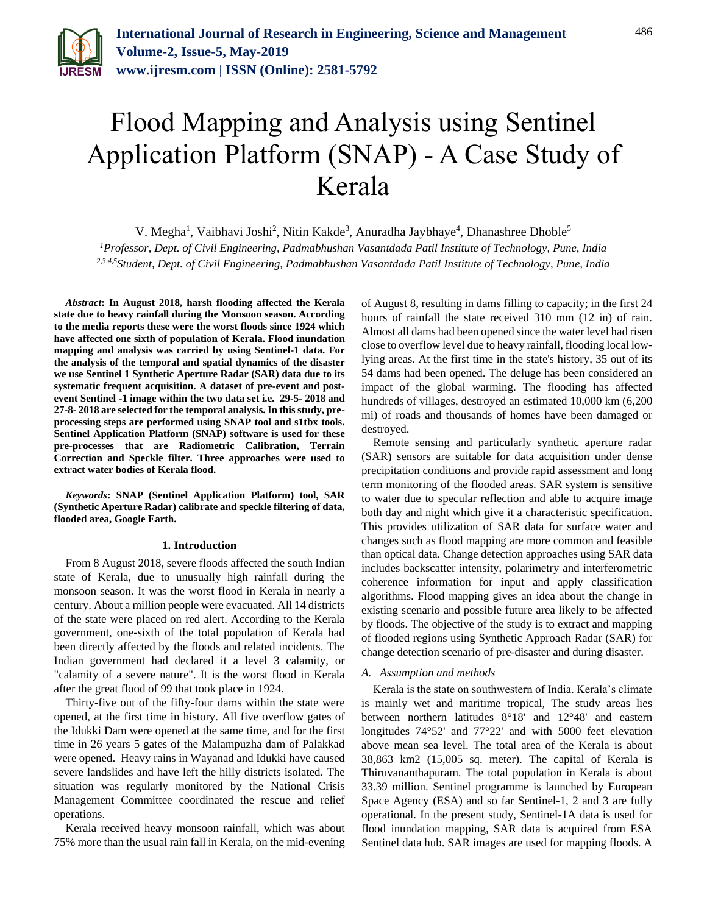# Flood Mapping and Analysis using Sentinel Application Platform (SNAP) - A Case Study of Kerala

V. Megha[1], Vaibhavi Joshi[2], Nitin Kakde[3], Anuradha Jaybhaye[4], Dhanashree Dhoble[5]

[1]*Professor, Dept. of Civil Engineering, Padmabhushan Vasantdada Patil Institute of Technology, Pune, India*
[2,3,4,5]*Student, Dept. of Civil Engineering, Padmabhushan Vasantdada Patil Institute of Technology, Pune, India*

***Abstract*: In August 2018, harsh flooding affected the Kerala state due to heavy rainfall during the Monsoon season. According to the media reports these were the worst floods since 1924 which have affected one sixth of population of Kerala. Flood inundation mapping and analysis was carried by using Sentinel-1 data. For the analysis of the temporal and spatial dynamics of the disaster we use Sentinel 1 Synthetic Aperture Radar (SAR) data due to its systematic frequent acquisition. A dataset of pre-event and post-event Sentinel -1 image within the two data set i.e. 29-5- 2018 and 27-8- 2018 are selected for the temporal analysis. In this study, pre-processing steps are performed using SNAP tool and s1tbx tools. Sentinel Application Platform (SNAP) software is used for these pre-processes that are Radiometric Calibration, Terrain Correction and Speckle filter. Three approaches were used to extract water bodies of Kerala flood.**

***Keywords*: SNAP (Sentinel Application Platform) tool, SAR (Synthetic Aperture Radar) calibrate and speckle filtering of data, flooded area, Google Earth.**

## 1. Introduction

From 8 August 2018, severe floods affected the south Indian state of Kerala, due to unusually high rainfall during the monsoon season. It was the worst flood in Kerala in nearly a century. About a million people were evacuated. All 14 districts of the state were placed on red alert. According to the Kerala government, one-sixth of the total population of Kerala had been directly affected by the floods and related incidents. The Indian government had declared it a level 3 calamity, or "calamity of a severe nature". It is the worst flood in Kerala after the great flood of 99 that took place in 1924.

Thirty-five out of the fifty-four dams within the state were opened, at the first time in history. All five overflow gates of the Idukki Dam were opened at the same time, and for the first time in 26 years 5 gates of the Malampuzha dam of Palakkad were opened. Heavy rains in Wayanad and Idukki have caused severe landslides and have left the hilly districts isolated. The situation was regularly monitored by the National Crisis Management Committee coordinated the rescue and relief operations.

Kerala received heavy monsoon rainfall, which was about 75% more than the usual rain fall in Kerala, on the mid-evening of August 8, resulting in dams filling to capacity; in the first 24 hours of rainfall the state received 310 mm (12 in) of rain. Almost all dams had been opened since the water level had risen close to overflow level due to heavy rainfall, flooding local low-lying areas. At the first time in the state's history, 35 out of its 54 dams had been opened. The deluge has been considered an impact of the global warming. The flooding has affected hundreds of villages, destroyed an estimated 10,000 km (6,200 mi) of roads and thousands of homes have been damaged or destroyed.

Remote sensing and particularly synthetic aperture radar (SAR) sensors are suitable for data acquisition under dense precipitation conditions and provide rapid assessment and long term monitoring of the flooded areas. SAR system is sensitive to water due to specular reflection and able to acquire image both day and night which give it a characteristic specification. This provides utilization of SAR data for surface water and changes such as flood mapping are more common and feasible than optical data. Change detection approaches using SAR data includes backscatter intensity, polarimetry and interferometric coherence information for input and apply classification algorithms. Flood mapping gives an idea about the change in existing scenario and possible future area likely to be affected by floods. The objective of the study is to extract and mapping of flooded regions using Synthetic Approach Radar (SAR) for change detection scenario of pre-disaster and during disaster.

### *A. Assumption and methods*

Kerala is the state on southwestern of India. Kerala's climate is mainly wet and maritime tropical, The study areas lies between northern latitudes 8°18' and 12°48' and eastern longitudes 74°52' and 77°22' and with 5000 feet elevation above mean sea level. The total area of the Kerala is about 38,863 km2 (15,005 sq. meter). The capital of Kerala is Thiruvananthapuram. The total population in Kerala is about 33.39 million. Sentinel programme is launched by European Space Agency (ESA) and so far Sentinel-1, 2 and 3 are fully operational. In the present study, Sentinel-1A data is used for flood inundation mapping, SAR data is acquired from ESA Sentinel data hub. SAR images are used for mapping floods. A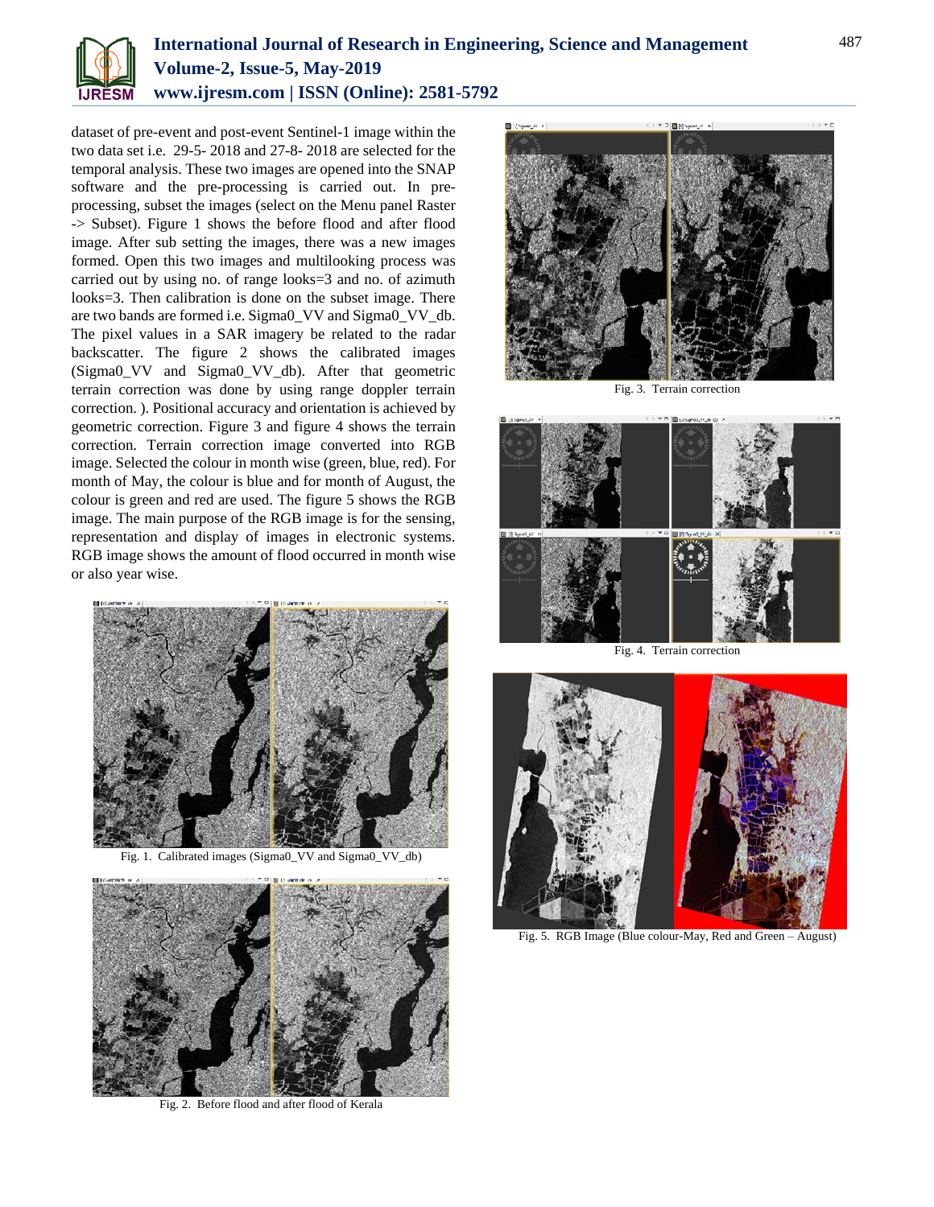dataset of pre-event and post-event Sentinel-1 image within the two data set i.e. 29-5- 2018 and 27-8- 2018 are selected for the temporal analysis. These two images are opened into the SNAP software and the pre-processing is carried out. In pre-processing, subset the images (select on the Menu panel Raster -> Subset). Figure 1 shows the before flood and after flood image. After sub setting the images, there was a new images formed. Open this two images and multilooking process was carried out by using no. of range looks=3 and no. of azimuth looks=3. Then calibration is done on the subset image. There are two bands are formed i.e. Sigma0_VV and Sigma0_VV_db. The pixel values in a SAR imagery be related to the radar backscatter. The figure 2 shows the calibrated images (Sigma0_VV and Sigma0_VV_db). After that geometric terrain correction was done by using range doppler terrain correction. ). Positional accuracy and orientation is achieved by geometric correction. Figure 3 and figure 4 shows the terrain correction. Terrain correction image converted into RGB image. Selected the colour in month wise (green, blue, red). For month of May, the colour is blue and for month of August, the colour is green and red are used. The figure 5 shows the RGB image. The main purpose of the RGB image is for the sensing, representation and display of images in electronic systems. RGB image shows the amount of flood occurred in month wise or also year wise.

Fig. 1. Calibrated images (Sigma0_VV and Sigma0_VV_db)

Fig. 2. Before flood and after flood of Kerala

Fig. 3. Terrain correction

Fig. 4. Terrain correction

Fig. 5. RGB Image (Blue colour-May, Red and Green – August)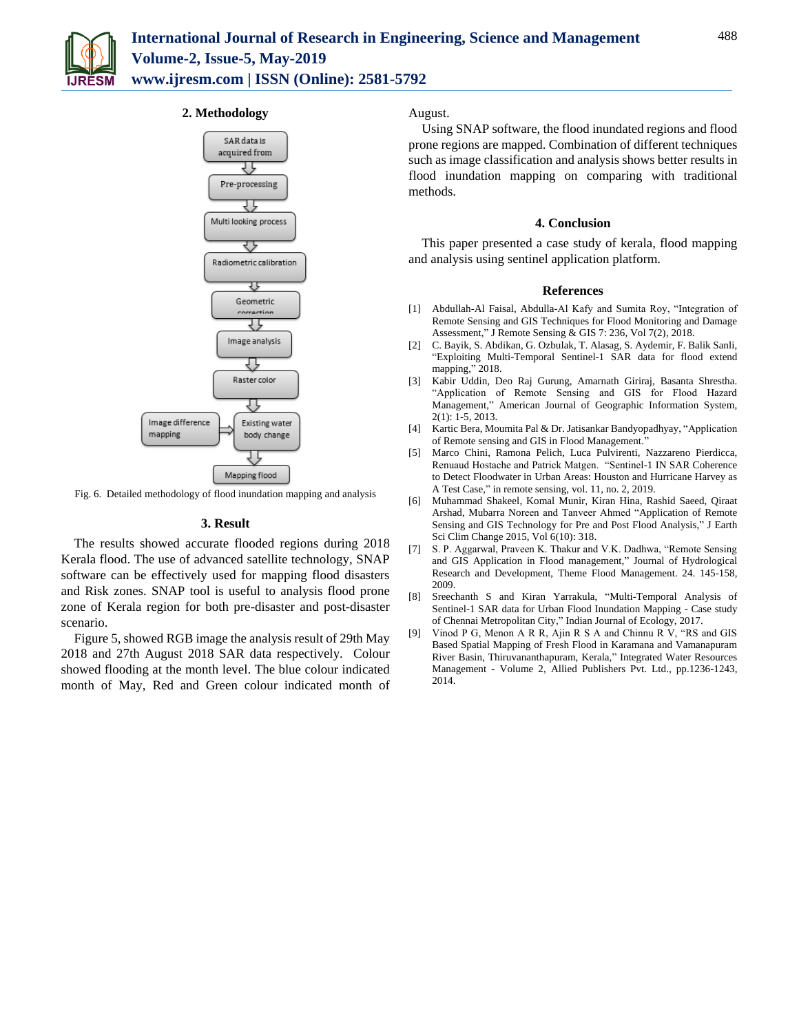## 2. Methodology

SAR data is acquired from

Pre-processing

Multi looking process

Radiometric calibration

Geometric correction

Image analysis

Raster color

Image difference mapping

Existing water body change

Mapping flood

Fig. 6. Detailed methodology of flood inundation mapping and analysis

## 3. Result

The results showed accurate flooded regions during 2018 Kerala flood. The use of advanced satellite technology, SNAP software can be effectively used for mapping flood disasters and Risk zones. SNAP tool is useful to analysis flood prone zone of Kerala region for both pre-disaster and post-disaster scenario.

Figure 5, showed RGB image the analysis result of 29th May 2018 and 27th August 2018 SAR data respectively. Colour showed flooding at the month level. The blue colour indicated month of May, Red and Green colour indicated month of August.

Using SNAP software, the flood inundated regions and flood prone regions are mapped. Combination of different techniques such as image classification and analysis shows better results in flood inundation mapping on comparing with traditional methods.

## 4. Conclusion

This paper presented a case study of kerala, flood mapping and analysis using sentinel application platform.

## References

[1] Abdullah-Al Faisal, Abdulla-Al Kafy and Sumita Roy, "Integration of Remote Sensing and GIS Techniques for Flood Monitoring and Damage Assessment," J Remote Sensing & GIS 7: 236, Vol 7(2), 2018.

[2] C. Bayik, S. Abdikan, G. Ozbulak, T. Alasag, S. Aydemir, F. Balik Sanli, "Exploiting Multi-Temporal Sentinel-1 SAR data for flood extend mapping," 2018.

[3] Kabir Uddin, Deo Raj Gurung, Amarnath Giriraj, Basanta Shrestha. "Application of Remote Sensing and GIS for Flood Hazard Management," American Journal of Geographic Information System, 2(1): 1-5, 2013.

[4] Kartic Bera, Moumita Pal & Dr. Jatisankar Bandyopadhyay, "Application of Remote sensing and GIS in Flood Management."

[5] Marco Chini, Ramona Pelich, Luca Pulvirenti, Nazzareno Pierdicca, Renuaud Hostache and Patrick Matgen. "Sentinel-1 IN SAR Coherence to Detect Floodwater in Urban Areas: Houston and Hurricane Harvey as A Test Case," in remote sensing, vol. 11, no. 2, 2019.

[6] Muhammad Shakeel, Komal Munir, Kiran Hina, Rashid Saeed, Qiraat Arshad, Mubarra Noreen and Tanveer Ahmed "Application of Remote Sensing and GIS Technology for Pre and Post Flood Analysis," J Earth Sci Clim Change 2015, Vol 6(10): 318.

[7] S. P. Aggarwal, Praveen K. Thakur and V.K. Dadhwa, "Remote Sensing and GIS Application in Flood management," Journal of Hydrological Research and Development, Theme Flood Management. 24. 145-158, 2009.

[8] Sreechanth S and Kiran Yarrakula, "Multi-Temporal Analysis of Sentinel-1 SAR data for Urban Flood Inundation Mapping - Case study of Chennai Metropolitan City," Indian Journal of Ecology, 2017.

[9] Vinod P G, Menon A R R, Ajin R S A and Chinnu R V, "RS and GIS Based Spatial Mapping of Fresh Flood in Karamana and Vamanapuram River Basin, Thiruvananthapuram, Kerala," Integrated Water Resources Management - Volume 2, Allied Publishers Pvt. Ltd., pp.1236-1243, 2014.